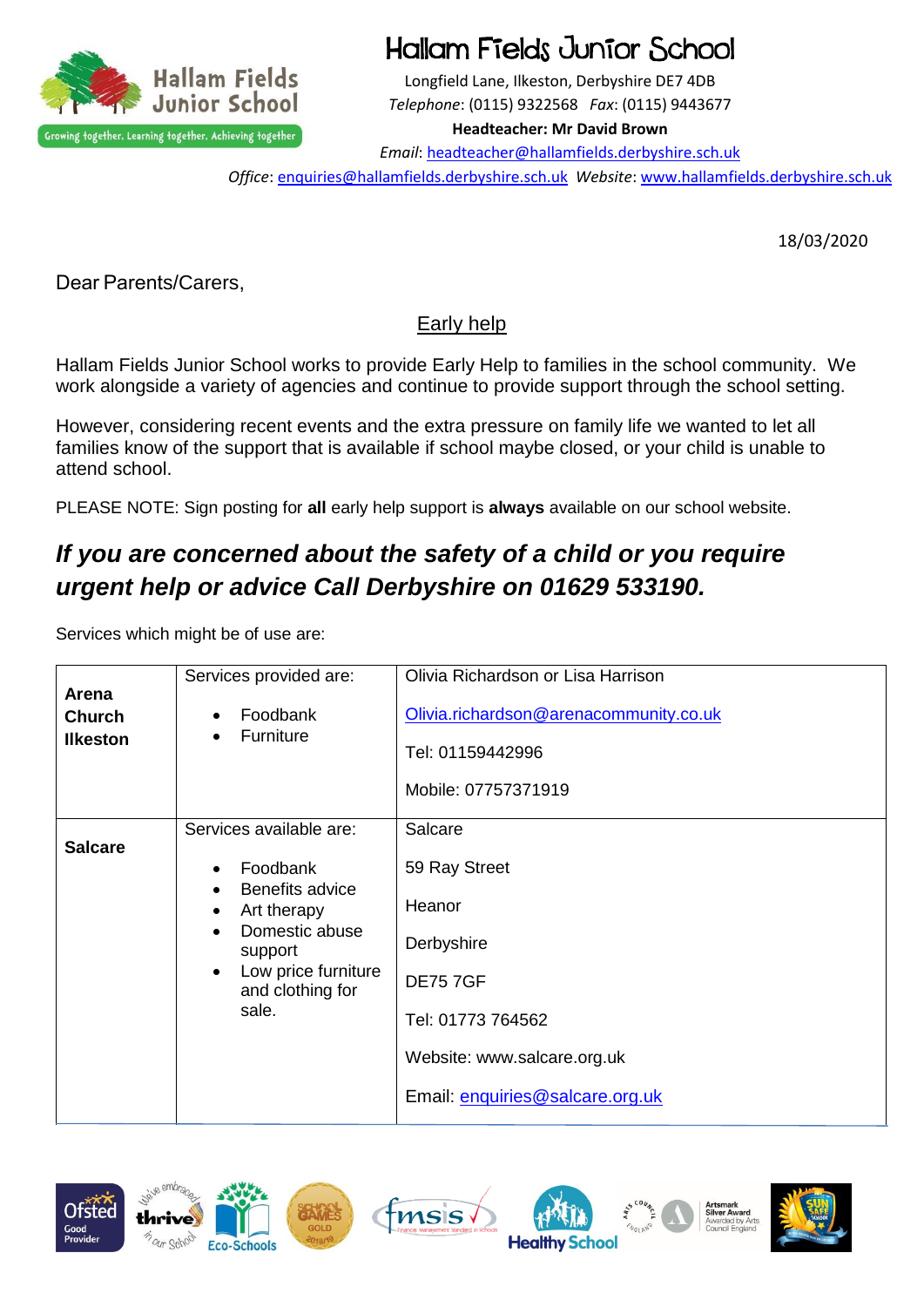# Hallam Fields Junior School

Longfield Lane, Ilkeston, Derbyshire DE7 4DB
*Telephone*: (0115) 9322568 *Fax*: (0115) 9443677
**Headteacher: Mr David Brown**
*Email*: headteacher@hallamfields.derbyshire.sch.uk
*Office*: enquiries@hallamfields.derbyshire.sch.uk *Website*: www.hallamfields.derbyshire.sch.uk

18/03/2020

Dear Parents/Carers,

## Early help

Hallam Fields Junior School works to provide Early Help to families in the school community. We work alongside a variety of agencies and continue to provide support through the school setting.

However, considering recent events and the extra pressure on family life we wanted to let all families know of the support that is available if school maybe closed, or your child is unable to attend school.

PLEASE NOTE: Sign posting for **all** early help support is **always** available on our school website.

### *If you are concerned about the safety of a child or you require urgent help or advice Call Derbyshire on 01629 533190.*

Services which might be of use are:

| | | |
|---|---|---|
| **Arena Church Ilkeston** | Services provided are:<br>• Foodbank<br>• Furniture | Olivia Richardson or Lisa Harrison<br>Olivia.richardson@arenacommunity.co.uk<br>Tel: 01159442996<br>Mobile: 07757371919 |
| **Salcare** | Services available are:<br>• Foodbank<br>• Benefits advice<br>• Art therapy<br>• Domestic abuse support<br>• Low price furniture and clothing for sale. | Salcare<br>59 Ray Street<br>Heanor<br>Derbyshire<br>DE75 7GF<br>Tel: 01773 764562<br>Website: www.salcare.org.uk<br>Email: enquiries@salcare.org.uk |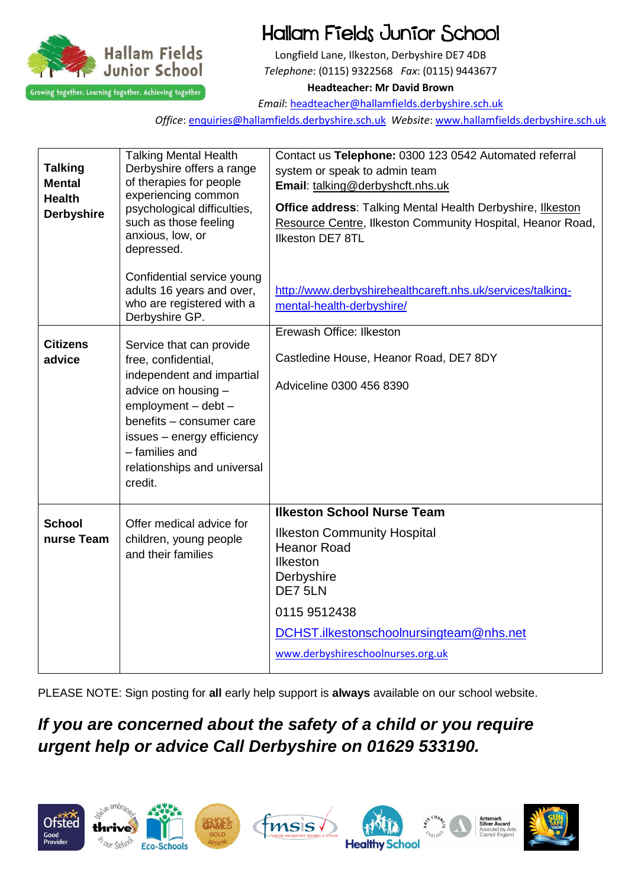# Hallam Fields Junior School

Longfield Lane, Ilkeston, Derbyshire DE7 4DB
*Telephone*: (0115) 9322568 *Fax*: (0115) 9443677
**Headteacher: Mr David Brown**
*Email*: headteacher@hallamfields.derbyshire.sch.uk
*Office*: enquiries@hallamfields.derbyshire.sch.uk *Website*: www.hallamfields.derbyshire.sch.uk

| | | |
|---|---|---|
| **Talking Mental Health Derbyshire** | Talking Mental Health Derbyshire offers a range of therapies for people experiencing common psychological difficulties, such as those feeling anxious, low, or depressed.<br><br>Confidential service young adults 16 years and over, who are registered with a Derbyshire GP. | Contact us **Telephone:** 0300 123 0542 Automated referral system or speak to admin team<br>**Email**: talking@derbyshcft.nhs.uk<br>**Office address**: Talking Mental Health Derbyshire, Ilkeston Resource Centre, Ilkeston Community Hospital, Heanor Road, Ilkeston DE7 8TL<br><br>http://www.derbyshirehealthcareft.nhs.uk/services/talking-mental-health-derbyshire/ |
| **Citizens advice** | Service that can provide free, confidential, independent and impartial advice on housing – employment – debt – benefits – consumer care issues – energy efficiency – families and relationships and universal credit. | Erewash Office: Ilkeston<br><br>Castledine House, Heanor Road, DE7 8DY<br><br>Adviceline 0300 456 8390 |
| **School nurse Team** | Offer medical advice for children, young people and their families | **Ilkeston School Nurse Team**<br>Ilkeston Community Hospital<br>Heanor Road<br>Ilkeston<br>Derbyshire<br>DE7 5LN<br>0115 9512438<br>DCHST.ilkestonschoolnursingteam@nhs.net<br>www.derbyshireschoolnurses.org.uk |

PLEASE NOTE: Sign posting for **all** early help support is **always** available on our school website.

***If you are concerned about the safety of a child or you require urgent help or advice Call Derbyshire on 01629 533190.***